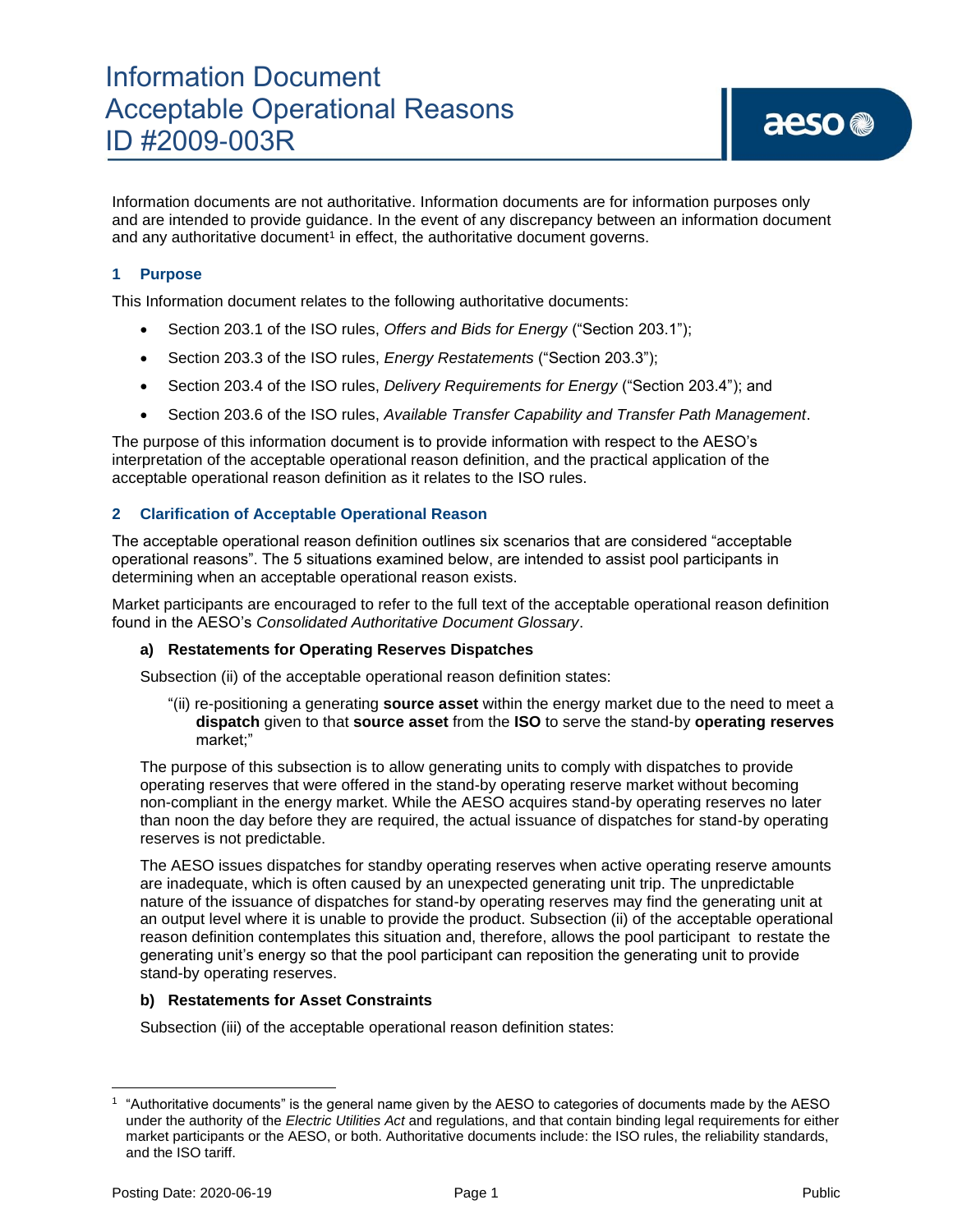# Information Document
# Acceptable Operational Reasons
# ID #2009-003R

Information documents are not authoritative. Information documents are for information purposes only and are intended to provide guidance. In the event of any discrepancy between an information document and any authoritative document[1] in effect, the authoritative document governs.

## 1 Purpose

This Information document relates to the following authoritative documents:

- Section 203.1 of the ISO rules, *Offers and Bids for Energy* ("Section 203.1");
- Section 203.3 of the ISO rules, *Energy Restatements* ("Section 203.3");
- Section 203.4 of the ISO rules, *Delivery Requirements for Energy* ("Section 203.4"); and
- Section 203.6 of the ISO rules, *Available Transfer Capability and Transfer Path Management*.

The purpose of this information document is to provide information with respect to the AESO's interpretation of the acceptable operational reason definition, and the practical application of the acceptable operational reason definition as it relates to the ISO rules.

## 2 Clarification of Acceptable Operational Reason

The acceptable operational reason definition outlines six scenarios that are considered "acceptable operational reasons". The 5 situations examined below, are intended to assist pool participants in determining when an acceptable operational reason exists.

Market participants are encouraged to refer to the full text of the acceptable operational reason definition found in the AESO's *Consolidated Authoritative Document Glossary*.

### a) Restatements for Operating Reserves Dispatches

Subsection (ii) of the acceptable operational reason definition states:

> "(ii) re-positioning a generating **source asset** within the energy market due to the need to meet a **dispatch** given to that **source asset** from the **ISO** to serve the stand-by **operating reserves** market;"

The purpose of this subsection is to allow generating units to comply with dispatches to provide operating reserves that were offered in the stand-by operating reserve market without becoming non-compliant in the energy market. While the AESO acquires stand-by operating reserves no later than noon the day before they are required, the actual issuance of dispatches for stand-by operating reserves is not predictable.

The AESO issues dispatches for standby operating reserves when active operating reserve amounts are inadequate, which is often caused by an unexpected generating unit trip. The unpredictable nature of the issuance of dispatches for stand-by operating reserves may find the generating unit at an output level where it is unable to provide the product. Subsection (ii) of the acceptable operational reason definition contemplates this situation and, therefore, allows the pool participant to restate the generating unit's energy so that the pool participant can reposition the generating unit to provide stand-by operating reserves.

### b) Restatements for Asset Constraints

Subsection (iii) of the acceptable operational reason definition states:

[1] "Authoritative documents" is the general name given by the AESO to categories of documents made by the AESO under the authority of the *Electric Utilities Act* and regulations, and that contain binding legal requirements for either market participants or the AESO, or both. Authoritative documents include: the ISO rules, the reliability standards, and the ISO tariff.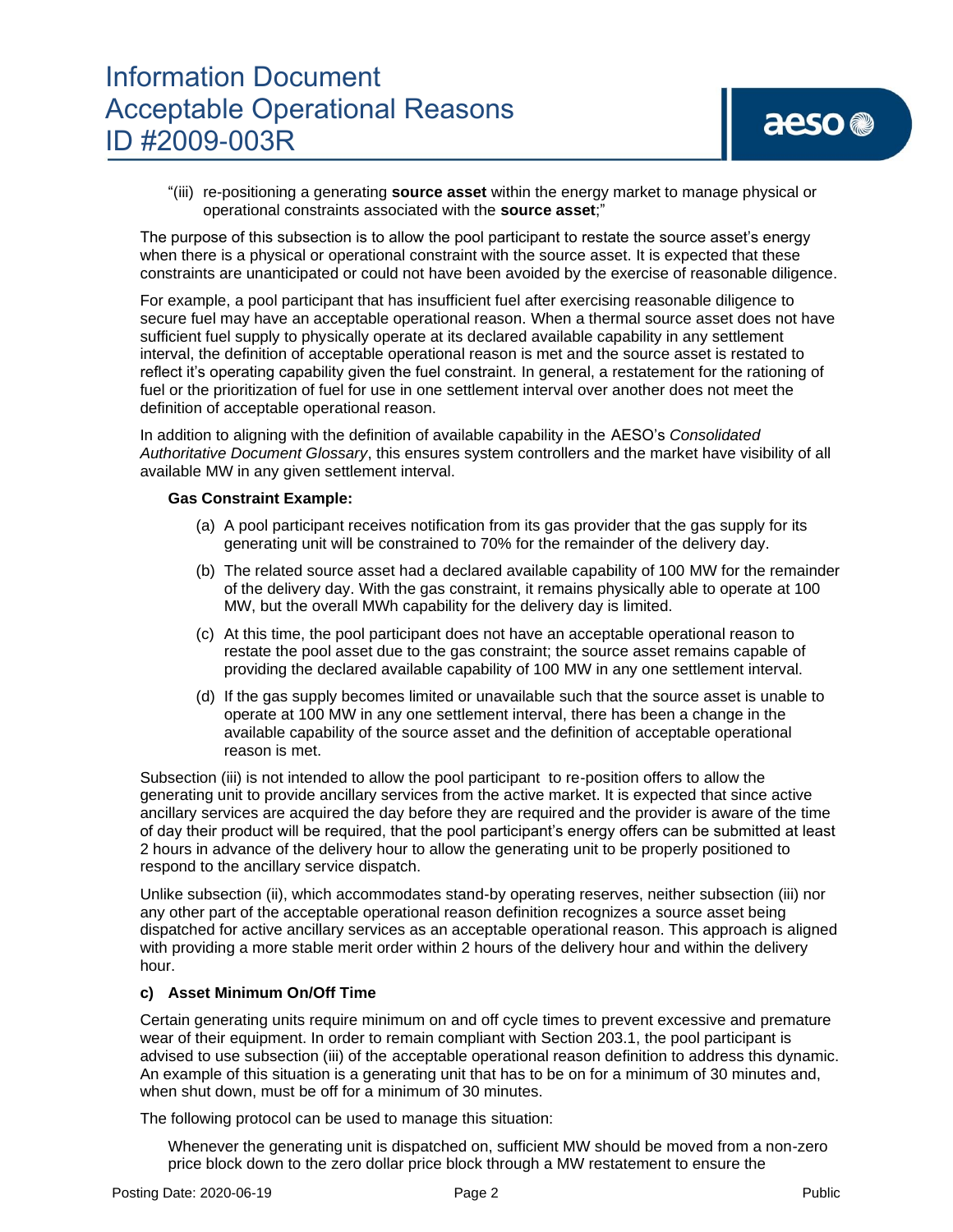"(iii) re-positioning a generating **source asset** within the energy market to manage physical or operational constraints associated with the **source asset**;"

The purpose of this subsection is to allow the pool participant to restate the source asset's energy when there is a physical or operational constraint with the source asset. It is expected that these constraints are unanticipated or could not have been avoided by the exercise of reasonable diligence.

For example, a pool participant that has insufficient fuel after exercising reasonable diligence to secure fuel may have an acceptable operational reason. When a thermal source asset does not have sufficient fuel supply to physically operate at its declared available capability in any settlement interval, the definition of acceptable operational reason is met and the source asset is restated to reflect it's operating capability given the fuel constraint. In general, a restatement for the rationing of fuel or the prioritization of fuel for use in one settlement interval over another does not meet the definition of acceptable operational reason.

In addition to aligning with the definition of available capability in the AESO's *Consolidated Authoritative Document Glossary*, this ensures system controllers and the market have visibility of all available MW in any given settlement interval.

**Gas Constraint Example:**

(a) A pool participant receives notification from its gas provider that the gas supply for its generating unit will be constrained to 70% for the remainder of the delivery day.

(b) The related source asset had a declared available capability of 100 MW for the remainder of the delivery day. With the gas constraint, it remains physically able to operate at 100 MW, but the overall MWh capability for the delivery day is limited.

(c) At this time, the pool participant does not have an acceptable operational reason to restate the pool asset due to the gas constraint; the source asset remains capable of providing the declared available capability of 100 MW in any one settlement interval.

(d) If the gas supply becomes limited or unavailable such that the source asset is unable to operate at 100 MW in any one settlement interval, there has been a change in the available capability of the source asset and the definition of acceptable operational reason is met.

Subsection (iii) is not intended to allow the pool participant to re-position offers to allow the generating unit to provide ancillary services from the active market. It is expected that since active ancillary services are acquired the day before they are required and the provider is aware of the time of day their product will be required, that the pool participant's energy offers can be submitted at least 2 hours in advance of the delivery hour to allow the generating unit to be properly positioned to respond to the ancillary service dispatch.

Unlike subsection (ii), which accommodates stand-by operating reserves, neither subsection (iii) nor any other part of the acceptable operational reason definition recognizes a source asset being dispatched for active ancillary services as an acceptable operational reason. This approach is aligned with providing a more stable merit order within 2 hours of the delivery hour and within the delivery hour.

**c) Asset Minimum On/Off Time**

Certain generating units require minimum on and off cycle times to prevent excessive and premature wear of their equipment. In order to remain compliant with Section 203.1, the pool participant is advised to use subsection (iii) of the acceptable operational reason definition to address this dynamic. An example of this situation is a generating unit that has to be on for a minimum of 30 minutes and, when shut down, must be off for a minimum of 30 minutes.

The following protocol can be used to manage this situation:

Whenever the generating unit is dispatched on, sufficient MW should be moved from a non-zero price block down to the zero dollar price block through a MW restatement to ensure the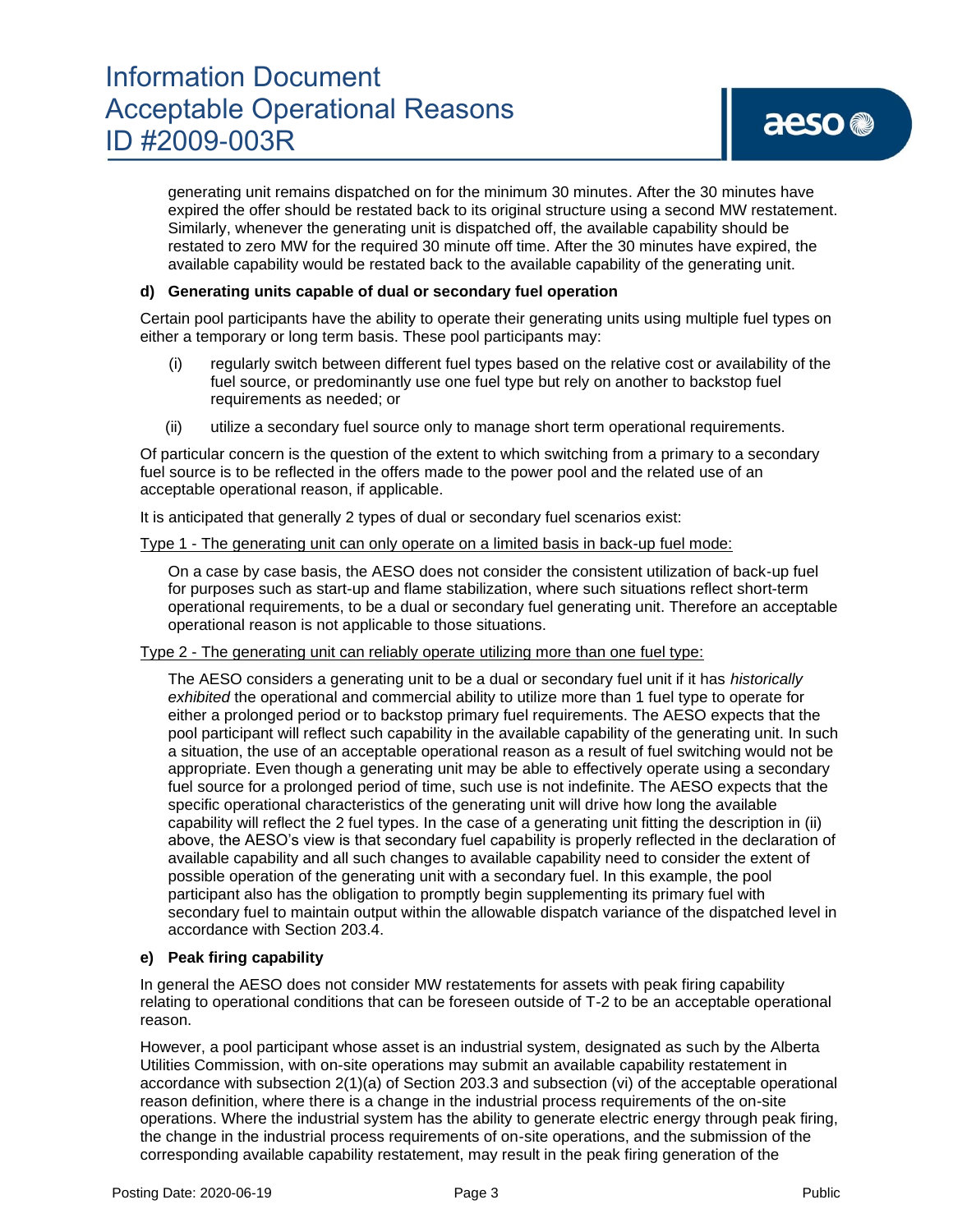generating unit remains dispatched on for the minimum 30 minutes. After the 30 minutes have expired the offer should be restated back to its original structure using a second MW restatement. Similarly, whenever the generating unit is dispatched off, the available capability should be restated to zero MW for the required 30 minute off time. After the 30 minutes have expired, the available capability would be restated back to the available capability of the generating unit.

**d) Generating units capable of dual or secondary fuel operation**

Certain pool participants have the ability to operate their generating units using multiple fuel types on either a temporary or long term basis. These pool participants may:

(i) regularly switch between different fuel types based on the relative cost or availability of the fuel source, or predominantly use one fuel type but rely on another to backstop fuel requirements as needed; or

(ii) utilize a secondary fuel source only to manage short term operational requirements.

Of particular concern is the question of the extent to which switching from a primary to a secondary fuel source is to be reflected in the offers made to the power pool and the related use of an acceptable operational reason, if applicable.

It is anticipated that generally 2 types of dual or secondary fuel scenarios exist:

<u>Type 1 - The generating unit can only operate on a limited basis in back-up fuel mode:</u>

On a case by case basis, the AESO does not consider the consistent utilization of back-up fuel for purposes such as start-up and flame stabilization, where such situations reflect short-term operational requirements, to be a dual or secondary fuel generating unit. Therefore an acceptable operational reason is not applicable to those situations.

<u>Type 2 - The generating unit can reliably operate utilizing more than one fuel type:</u>

The AESO considers a generating unit to be a dual or secondary fuel unit if it has *historically exhibited* the operational and commercial ability to utilize more than 1 fuel type to operate for either a prolonged period or to backstop primary fuel requirements. The AESO expects that the pool participant will reflect such capability in the available capability of the generating unit. In such a situation, the use of an acceptable operational reason as a result of fuel switching would not be appropriate. Even though a generating unit may be able to effectively operate using a secondary fuel source for a prolonged period of time, such use is not indefinite. The AESO expects that the specific operational characteristics of the generating unit will drive how long the available capability will reflect the 2 fuel types. In the case of a generating unit fitting the description in (ii) above, the AESO's view is that secondary fuel capability is properly reflected in the declaration of available capability and all such changes to available capability need to consider the extent of possible operation of the generating unit with a secondary fuel. In this example, the pool participant also has the obligation to promptly begin supplementing its primary fuel with secondary fuel to maintain output within the allowable dispatch variance of the dispatched level in accordance with Section 203.4.

**e) Peak firing capability**

In general the AESO does not consider MW restatements for assets with peak firing capability relating to operational conditions that can be foreseen outside of T-2 to be an acceptable operational reason.

However, a pool participant whose asset is an industrial system, designated as such by the Alberta Utilities Commission, with on-site operations may submit an available capability restatement in accordance with subsection 2(1)(a) of Section 203.3 and subsection (vi) of the acceptable operational reason definition, where there is a change in the industrial process requirements of the on-site operations. Where the industrial system has the ability to generate electric energy through peak firing, the change in the industrial process requirements of on-site operations, and the submission of the corresponding available capability restatement, may result in the peak firing generation of the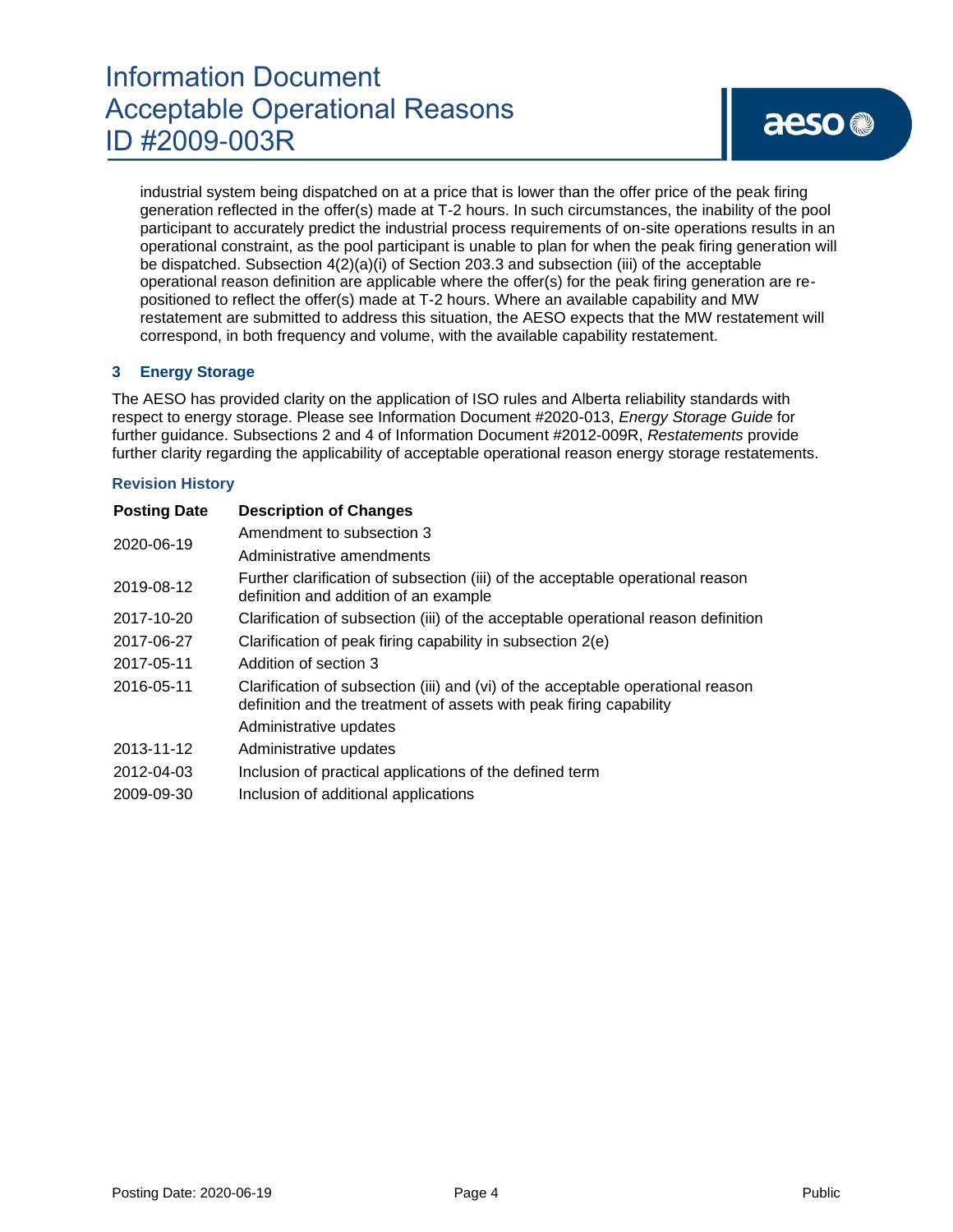industrial system being dispatched on at a price that is lower than the offer price of the peak firing generation reflected in the offer(s) made at T-2 hours. In such circumstances, the inability of the pool participant to accurately predict the industrial process requirements of on-site operations results in an operational constraint, as the pool participant is unable to plan for when the peak firing generation will be dispatched. Subsection 4(2)(a)(i) of Section 203.3 and subsection (iii) of the acceptable operational reason definition are applicable where the offer(s) for the peak firing generation are re-positioned to reflect the offer(s) made at T-2 hours. Where an available capability and MW restatement are submitted to address this situation, the AESO expects that the MW restatement will correspond, in both frequency and volume, with the available capability restatement.

## 3 Energy Storage

The AESO has provided clarity on the application of ISO rules and Alberta reliability standards with respect to energy storage. Please see Information Document #2020-013, *Energy Storage Guide* for further guidance. Subsections 2 and 4 of Information Document #2012-009R, *Restatements* provide further clarity regarding the applicability of acceptable operational reason energy storage restatements.

### Revision History

| Posting Date | Description of Changes |
| --- | --- |
| 2020-06-19 | Amendment to subsection 3<br>Administrative amendments |
| 2019-08-12 | Further clarification of subsection (iii) of the acceptable operational reason definition and addition of an example |
| 2017-10-20 | Clarification of subsection (iii) of the acceptable operational reason definition |
| 2017-06-27 | Clarification of peak firing capability in subsection 2(e) |
| 2017-05-11 | Addition of section 3 |
| 2016-05-11 | Clarification of subsection (iii) and (vi) of the acceptable operational reason definition and the treatment of assets with peak firing capability<br>Administrative updates |
| 2013-11-12 | Administrative updates |
| 2012-04-03 | Inclusion of practical applications of the defined term |
| 2009-09-30 | Inclusion of additional applications |